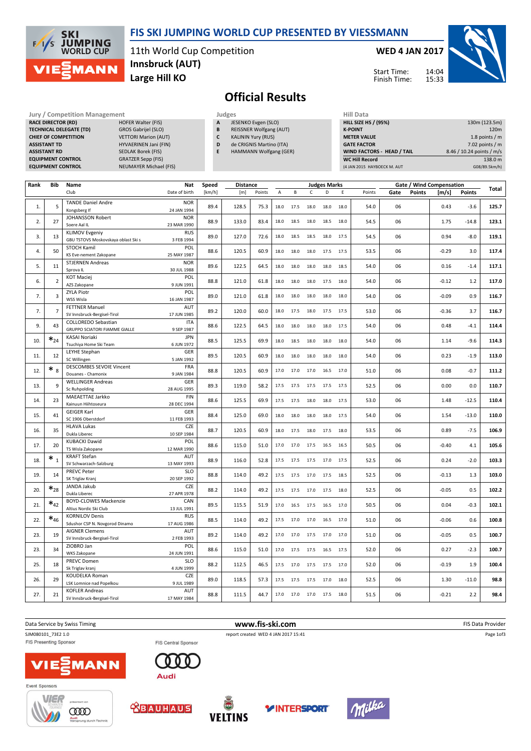# FIS SKI JUMPING WORLD CUP PRESENTED BY VIESSMANN

11th World Cup Competition
**Innsbruck (AUT)**
**Large Hill KO**

**WED 4 JAN 2017**

Start Time: 14:04
Finish Time: 15:33

## Official Results

| Jury / Competition Management | |
|---|---|
| **RACE DIRECTOR (RD)** | HOFER Walter (FIS) |
| **TECHNICAL DELEGATE (TD)** | GROS Gabrijel (SLO) |
| **CHIEF OF COMPETITION** | VETTORI Marion (AUT) |
| **ASSISTANT TD** | HYVAERINEN Jani (FIN) |
| **ASSISTANT RD** | SEDLAK Borek (FIS) |
| **EQUIPMENT CONTROL** | GRATZER Sepp (FIS) |
| **EQUIPMENT CONTROL** | NEUMAYER Michael (FIS) |

| Judges | |
|---|---|
| **A** | JESENKO Evgen (SLO) |
| **B** | REISSNER Wolfgang (AUT) |
| **C** | KALININ Yury (RUS) |
| **D** | de CRIGNIS Martino (ITA) |
| **E** | HAMMANN Wolfgang (GER) |

| Hill Data | |
|---|---|
| **HILL SIZE HS / (95%)** | 130m (123.5m) |
| **K-POINT** | 120m |
| **METER VALUE** | 1.8 points / m |
| **GATE FACTOR** | 7.02 points / m |
| **WIND FACTORS - HEAD / TAIL** | 8.46 / 10.24 points / m/s |
| **WC Hill Record** | 138.0 m |
| (4 JAN 2015 HAYBOECK M. AUT | G08/89.5km/h) |

| Rank | Bib | Name / Club | Nat / Date of birth | Speed [km/h] | Distance [m] | Distance Points | A | B | C | D | E | Judges Points | Gate | Gate Points | Wind [m/s] | Wind Points | Total |
|---|---|---|---|---|---|---|---|---|---|---|---|---|---|---|---|---|---|
| 1. | 5 | TANDE Daniel Andre / Kongsberg If | NOR / 24 JAN 1994 | 89.4 | 128.5 | 75.3 | 18.0 | 17.5 | 18.0 | 18.0 | 18.0 | 54.0 | 06 | | 0.43 | -3.6 | 125.7 |
| 2. | 27 | JOHANSSON Robert / Soere Aal IL | NOR / 23 MAR 1990 | 88.9 | 133.0 | 83.4 | 18.0 | 18.5 | 18.0 | 18.5 | 18.0 | 54.5 | 06 | | 1.75 | -14.8 | 123.1 |
| 3. | 13 | KLIMOV Evgeniy / GBU TSTOVS Moskovskaya oblast Ski s | RUS / 3 FEB 1994 | 89.0 | 127.0 | 72.6 | 18.0 | 18.5 | 18.5 | 18.0 | 17.5 | 54.5 | 06 | | 0.94 | -8.0 | 119.1 |
| 4. | 50 | STOCH Kamil / KS Eve-nement Zakopane | POL / 25 MAY 1987 | 88.6 | 120.5 | 60.9 | 18.0 | 18.0 | 18.0 | 17.5 | 17.5 | 53.5 | 06 | | -0.29 | 3.0 | 117.4 |
| 5. | 11 | STJERNEN Andreas / Sprova IL | NOR / 30 JUL 1988 | 89.6 | 122.5 | 64.5 | 18.0 | 18.0 | 18.0 | 18.0 | 18.5 | 54.0 | 06 | | 0.16 | -1.4 | 117.1 |
| 6. | 2 | KOT Maciej / AZS Zakopane | POL / 9 JUN 1991 | 88.8 | 121.0 | 61.8 | 18.0 | 18.0 | 18.0 | 17.5 | 18.0 | 54.0 | 06 | | -0.12 | 1.2 | 117.0 |
| 7. | 3 | ZYLA Piotr / WSS Wisla | POL / 16 JAN 1987 | 89.0 | 121.0 | 61.8 | 18.0 | 18.0 | 18.0 | 18.0 | 18.0 | 54.0 | 06 | | -0.09 | 0.9 | 116.7 |
| 7. | 7 | FETTNER Manuel / SV Innsbruck-Bergisel-Tirol | AUT / 17 JUN 1985 | 89.2 | 120.0 | 60.0 | 18.0 | 17.5 | 18.0 | 17.5 | 17.5 | 53.0 | 06 | | -0.36 | 3.7 | 116.7 |
| 9. | 43 | COLLOREDO Sebastian / GRUPPO SCIATORI FIAMME GIALLE | ITA / 9 SEP 1987 | 88.6 | 122.5 | 64.5 | 18.0 | 18.0 | 18.0 | 18.0 | 17.5 | 54.0 | 06 | | 0.48 | -4.1 | 114.4 |
| 10. | *24 | KASAI Noriaki / Tsuchiya Home Ski Team | JPN / 6 JUN 1972 | 88.5 | 125.5 | 69.9 | 18.0 | 18.5 | 18.0 | 18.0 | 18.0 | 54.0 | 06 | | 1.14 | -9.6 | 114.3 |
| 11. | 12 | LEYHE Stephan / SC Willingen | GER / 5 JAN 1992 | 89.5 | 120.5 | 60.9 | 18.0 | 18.0 | 18.0 | 18.0 | 18.0 | 54.0 | 06 | | 0.23 | -1.9 | 113.0 |
| 12. | *8 | DESCOMBES SEVOIE Vincent / Douanes - Chamonix | FRA / 9 JAN 1984 | 88.8 | 120.5 | 60.9 | 17.0 | 17.0 | 17.0 | 16.5 | 17.0 | 51.0 | 06 | | 0.08 | -0.7 | 111.2 |
| 13. | 9 | WELLINGER Andreas / Sc Ruhpolding | GER / 28 AUG 1995 | 89.3 | 119.0 | 58.2 | 17.5 | 17.5 | 17.5 | 17.5 | 17.5 | 52.5 | 06 | | 0.00 | 0.0 | 110.7 |
| 14. | 23 | MAEAETTAE Jarkko / Kainuun Hiihtoseura | FIN / 28 DEC 1994 | 88.6 | 125.5 | 69.9 | 17.5 | 17.5 | 18.0 | 18.0 | 17.5 | 53.0 | 06 | | 1.48 | -12.5 | 110.4 |
| 15. | 41 | GEIGER Karl / SC 1906 Oberstdorf | GER / 11 FEB 1993 | 88.4 | 125.0 | 69.0 | 18.0 | 18.0 | 18.0 | 18.0 | 17.5 | 54.0 | 06 | | 1.54 | -13.0 | 110.0 |
| 16. | 35 | HLAVA Lukas / Dukla Liberec | CZE / 10 SEP 1984 | 88.7 | 120.5 | 60.9 | 18.0 | 17.5 | 18.0 | 17.5 | 18.0 | 53.5 | 06 | | 0.89 | -7.5 | 106.9 |
| 17. | 20 | KUBACKI Dawid / TS Wisla Zakopane | POL / 12 MAR 1990 | 88.6 | 115.0 | 51.0 | 17.0 | 17.0 | 17.5 | 16.5 | 16.5 | 50.5 | 06 | | -0.40 | 4.1 | 105.6 |
| 18. | *1 | KRAFT Stefan / SV Schwarzach-Salzburg | AUT / 13 MAY 1993 | 88.9 | 116.0 | 52.8 | 17.5 | 17.5 | 17.5 | 17.0 | 17.5 | 52.5 | 06 | | 0.24 | -2.0 | 103.3 |
| 19. | 14 | PREVC Peter / SK Triglav Kranj | SLO / 20 SEP 1992 | 88.8 | 114.0 | 49.2 | 17.5 | 17.5 | 17.0 | 17.5 | 18.5 | 52.5 | 06 | | -0.13 | 1.3 | 103.0 |
| 20. | *28 | JANDA Jakub / Dukla Liberec | CZE / 27 APR 1978 | 88.2 | 114.0 | 49.2 | 17.5 | 17.5 | 17.0 | 17.5 | 18.0 | 52.5 | 06 | | -0.05 | 0.5 | 102.2 |
| 21. | *42 | BOYD-CLOWES Mackenzie / Altius Nordic Ski Club | CAN / 13 JUL 1991 | 89.5 | 115.5 | 51.9 | 17.0 | 16.5 | 17.5 | 16.5 | 17.0 | 50.5 | 06 | | 0.04 | -0.3 | 102.1 |
| 22. | *46 | KORNILOV Denis / Sdushor CSP N. Novgorod Dinamo | RUS / 17 AUG 1986 | 88.5 | 114.0 | 49.2 | 17.5 | 17.0 | 17.0 | 16.5 | 17.0 | 51.0 | 06 | | -0.06 | 0.6 | 100.8 |
| 23. | 19 | AIGNER Clemens / SV Innsbruck-Bergisel-Tirol | AUT / 2 FEB 1993 | 89.2 | 114.0 | 49.2 | 17.0 | 17.0 | 17.5 | 17.0 | 17.0 | 51.0 | 06 | | -0.05 | 0.5 | 100.7 |
| 23. | 34 | ZIOBRO Jan / WKS Zakopane | POL / 24 JUN 1991 | 88.6 | 115.0 | 51.0 | 17.0 | 17.5 | 17.5 | 16.5 | 17.5 | 52.0 | 06 | | 0.27 | -2.3 | 100.7 |
| 25. | 18 | PREVC Domen / Sk Triglav kranj | SLO / 4 JUN 1999 | 88.2 | 112.5 | 46.5 | 17.5 | 17.0 | 17.5 | 17.5 | 17.0 | 52.0 | 06 | | -0.19 | 1.9 | 100.4 |
| 26. | 29 | KOUDELKA Roman / LSK Lomnice nad Popelkou | CZE / 9 JUL 1989 | 89.0 | 118.5 | 57.3 | 17.5 | 17.5 | 17.5 | 17.0 | 18.0 | 52.5 | 06 | | 1.30 | -11.0 | 98.8 |
| 27. | 21 | KOFLER Andreas / SV Innsbruck-Bergisel-Tirol | AUT / 17 MAY 1984 | 88.8 | 111.5 | 44.7 | 17.0 | 17.0 | 17.0 | 17.5 | 18.0 | 51.5 | 06 | | -0.21 | 2.2 | 98.4 |

Data Service by Swiss Timing | www.fis-ski.com | FIS Data Provider

SJM080101_73E2 1.0 report created WED 4 JAN 2017 15:41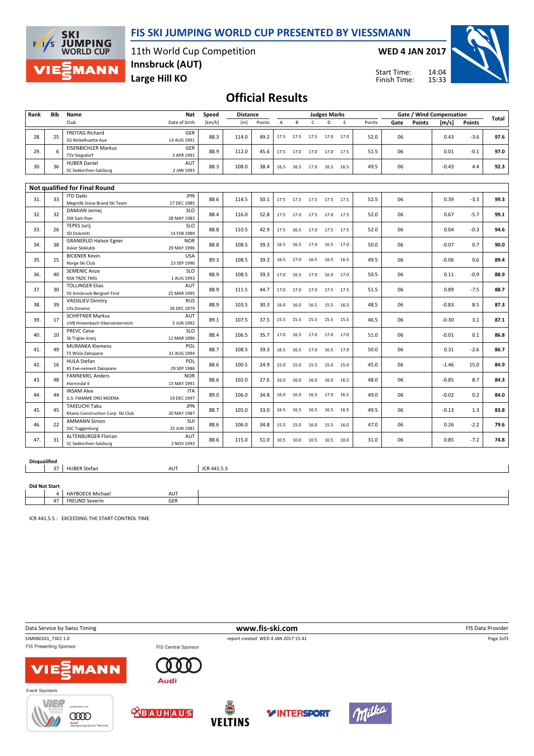# FIS SKI JUMPING WORLD CUP PRESENTED BY VIESSMANN

11th World Cup Competition
**Innsbruck (AUT)**
**Large Hill KO**

**WED 4 JAN 2017**

Start Time: 14:04
Finish Time: 15:33

## Official Results

| Rank | Bib | Name / Club | Nat / Date of birth | Speed [km/h] | Distance [m] | Distance Points | A | B | C | D | E | Judges Points | Gate | Gate Points | Wind [m/s] | Wind Points | Total |
|---|---|---|---|---|---|---|---|---|---|---|---|---|---|---|---|---|---|
| 28. | 25 | FREITAG Richard / SG Nickelhuette Aue | GER / 14 AUG 1991 | 88.3 | 114.0 | 49.2 | 17.5 | 17.5 | 17.5 | 17.0 | 17.0 | 52.0 | 06 | | 0.43 | -3.6 | 97.6 |
| 29. | 6 | EISENBICHLER Markus / TSV Siegsdorf | GER / 3 APR 1991 | 88.9 | 112.0 | 45.6 | 17.5 | 17.0 | 17.0 | 17.0 | 17.5 | 51.5 | 06 | | 0.01 | -0.1 | 97.0 |
| 30. | 36 | HUBER Daniel / SC Seekirchen-Salzburg | AUT / 2 JAN 1993 | 88.3 | 108.0 | 38.4 | 16.5 | 16.5 | 17.0 | 16.5 | 16.5 | 49.5 | 06 | | -0.43 | 4.4 | 92.3 |

### Not qualified for Final Round

| Rank | Bib | Name / Club | Nat / Date of birth | Speed [km/h] | Distance [m] | Distance Points | A | B | C | D | E | Judges Points | Gate | Gate Points | Wind [m/s] | Wind Points | Total |
|---|---|---|---|---|---|---|---|---|---|---|---|---|---|---|---|---|---|
| 31. | 33 | ITO Daiki / Megmilk Snow Brand Ski Team | JPN / 27 DEC 1985 | 88.6 | 114.5 | 50.1 | 17.5 | 17.5 | 17.5 | 17.5 | 17.5 | 52.5 | 06 | | 0.39 | -3.3 | 99.3 |
| 32. | 32 | DAMJAN Jernej / SSK Sam Ihan | SLO / 28 MAY 1983 | 88.4 | 116.0 | 52.8 | 17.5 | 17.0 | 17.5 | 17.0 | 17.5 | 52.0 | 06 | | 0.67 | -5.7 | 99.1 |
| 33. | 26 | TEPES Jurij / SD Dolomiti | SLO / 14 FEB 1989 | 88.8 | 110.5 | 42.9 | 17.5 | 16.5 | 17.0 | 17.5 | 17.5 | 52.0 | 06 | | 0.04 | -0.3 | 94.6 |
| 34. | 38 | GRANERUD Halvor Egner / Asker Skiklubb | NOR / 29 MAY 1996 | 88.8 | 108.5 | 39.3 | 16.5 | 16.5 | 17.0 | 16.5 | 17.0 | 50.0 | 06 | | -0.07 | 0.7 | 90.0 |
| 35. | 15 | BICKNER Kevin / Norge Ski Club | USA / 23 SEP 1996 | 89.3 | 108.5 | 39.3 | 16.5 | 17.0 | 16.5 | 16.5 | 16.5 | 49.5 | 06 | | -0.06 | 0.6 | 89.4 |
| 36. | 40 | SEMENIC Anze / NSK TRZIC FMG | SLO / 1 AUG 1993 | 88.9 | 108.5 | 39.3 | 17.0 | 16.5 | 17.0 | 16.0 | 17.0 | 50.5 | 06 | | 0.11 | -0.9 | 88.9 |
| 37. | 30 | TOLLINGER Elias / SV Innsbruck-Bergisel-Tirol | AUT / 25 MAR 1995 | 88.9 | 111.5 | 44.7 | 17.0 | 17.0 | 17.0 | 17.5 | 17.5 | 51.5 | 06 | | 0.89 | -7.5 | 88.7 |
| 38. | 39 | VASSILIEV Dimitry / Ufa Dinamo | RUS / 26 DEC 1979 | 88.9 | 103.5 | 30.3 | 16.0 | 16.0 | 16.5 | 15.5 | 16.5 | 48.5 | 06 | | -0.83 | 8.5 | 87.3 |
| 39. | 17 | SCHIFFNER Markus / UVB Hinzenbach-Oberoesterreich | AUT / 5 JUN 1992 | 89.1 | 107.5 | 37.5 | 15.5 | 15.5 | 15.5 | 15.5 | 15.5 | 46.5 | 06 | | -0.30 | 3.1 | 87.1 |
| 40. | 10 | PREVC Cene / Sk Triglav kranj | SLO / 12 MAR 1996 | 88.4 | 106.5 | 35.7 | 17.0 | 16.5 | 17.0 | 17.0 | 17.0 | 51.0 | 06 | | -0.01 | 0.1 | 86.8 |
| 41. | 49 | MURANKA Klemens / TS Wisla Zakopane | POL / 31 AUG 1994 | 88.7 | 108.5 | 39.3 | 16.5 | 16.5 | 17.0 | 16.5 | 17.0 | 50.0 | 06 | | 0.31 | -2.6 | 86.7 |
| 42. | 16 | HULA Stefan / KS Eve-nement Zakopane | POL / 29 SEP 1986 | 88.6 | 100.5 | 24.9 | 15.0 | 15.0 | 15.5 | 15.0 | 15.0 | 45.0 | 06 | | -1.46 | 15.0 | 84.9 |
| 43. | 48 | FANNEMEL Anders / Hornindal Il | NOR / 13 MAY 1991 | 88.6 | 102.0 | 27.6 | 16.0 | 16.0 | 16.0 | 16.0 | 16.5 | 48.0 | 06 | | -0.85 | 8.7 | 84.3 |
| 44. | 44 | INSAM Alex / G.S. FIAMME ORO MOENA | ITA / 19 DEC 1997 | 89.0 | 106.0 | 34.8 | 16.0 | 16.0 | 16.5 | 17.0 | 16.5 | 49.0 | 06 | | -0.02 | 0.2 | 84.0 |
| 45. | 45 | TAKEUCHI Taku / Kitano Construction Corp. Ski Club | JPN / 20 MAY 1987 | 88.7 | 105.0 | 33.0 | 16.5 | 16.5 | 16.5 | 16.5 | 16.5 | 49.5 | 06 | | -0.13 | 1.3 | 83.8 |
| 46. | 22 | AMMANN Simon / SSC Toggenburg | SUI / 25 JUN 1981 | 88.6 | 106.0 | 34.8 | 15.5 | 15.0 | 16.0 | 15.5 | 16.0 | 47.0 | 06 | | 0.26 | -2.2 | 79.6 |
| 47. | 31 | ALTENBURGER Florian / SC Seekirchen-Salzburg | AUT / 2 NOV 1993 | 88.6 | 115.0 | 51.0 | 10.5 | 10.0 | 10.5 | 10.5 | 10.0 | 31.0 | 06 | | 0.85 | -7.2 | 74.8 |

### Disqualified

| Bib | Name | Nat | Reason |
|---|---|---|---|
| 37 | HUBER Stefan | AUT | ICR 441.5.5 |

### Did Not Start

| Bib | Name | Nat |
|---|---|---|
| 4 | HAYBOECK Michael | AUT |
| 47 | FREUND Severin | GER |

ICR 441.5.5 : EXCEEDING THE START CONTROL TIME

Data Service by Swiss Timing — www.fis-ski.com — FIS Data Provider

SJM080101_73E2 1.0 — report created WED 4 JAN 2017 15:41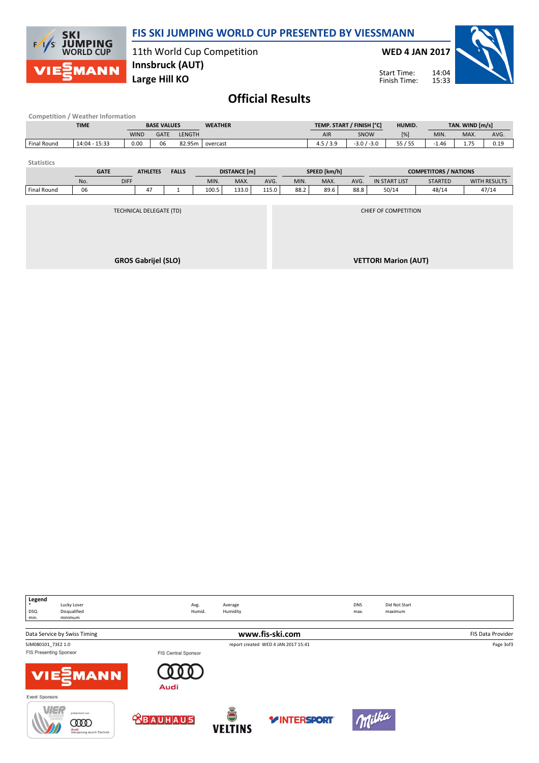## FIS SKI JUMPING WORLD CUP PRESENTED BY VIESSMANN

11th World Cup Competition
**Innsbruck (AUT)**
**Large Hill KO**

**WED 4 JAN 2017**

Start Time: 14:04
Finish Time: 15:33

# Official Results

Competition / Weather Information

| | TIME | BASE VALUES | | | WEATHER | TEMP. START / FINISH [°C] | | HUMID. | TAN. WIND [m/s] | | |
|---|---|---|---|---|---|---|---|---|---|---|---|
| | | WIND | GATE | LENGTH | | AIR | SNOW | [%] | MIN. | MAX. | AVG. |
| Final Round | 14:04 - 15:33 | 0.00 | 06 | 82.95m | overcast | 4.5 / 3.9 | -3.0 / -3.0 | 55 / 55 | -1.46 | 1.75 | 0.19 |

Statistics

| | GATE | | ATHLETES | FALLS | DISTANCE [m] | | | SPEED [km/h] | | | COMPETITORS / NATIONS | | |
|---|---|---|---|---|---|---|---|---|---|---|---|---|---|
| | No. | DIFF | | | MIN. | MAX. | AVG. | MIN. | MAX. | AVG. | IN START LIST | STARTED | WITH RESULTS |
| Final Round | 06 | | 47 | 1 | 100.5 | 133.0 | 115.0 | 88.2 | 89.6 | 88.8 | 50/14 | 48/14 | 47/14 |

| TECHNICAL DELEGATE (TD) | CHIEF OF COMPETITION |
|---|---|
| **GROS Gabrijel (SLO)** | **VETTORI Marion (AUT)** |

**Legend**

| | | | | | |
|---|---|---|---|---|---|
| * | Lucky Loser | Avg. | Average | DNS | Did Not Start |
| DSQ | Disqualified | Humid. | Humidity | max. | maximum |
| min. | minimum | | | | |

Data Service by Swiss Timing — www.fis-ski.com — FIS Data Provider

SJM080101_73E2 1.0 — report created WED 4 JAN 2017 15:41

FIS Presenting Sponsor — FIS Central Sponsor — Event Sponsors